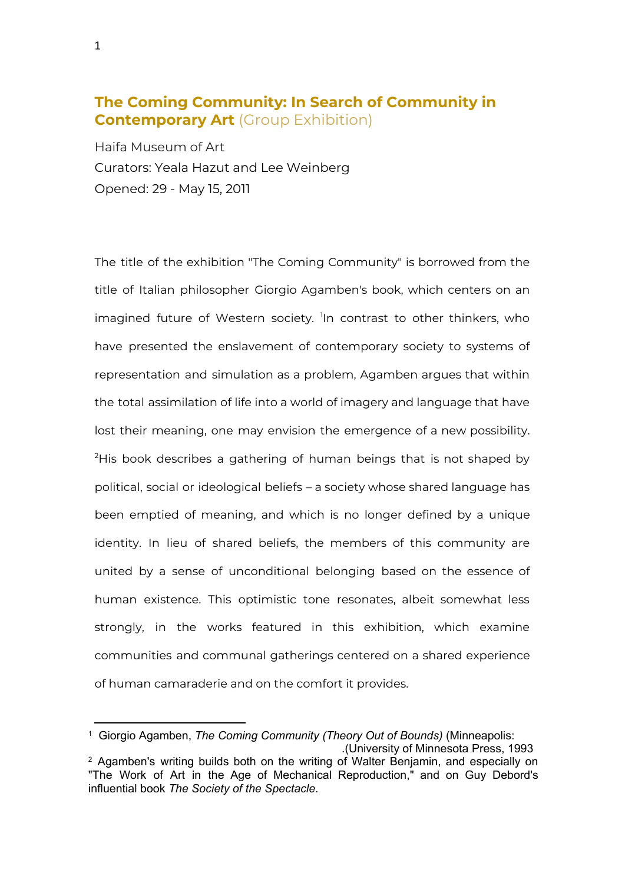# **The Coming Community: In Search of Community in Contemporary Art** (Group Exhibition)

Haifa Museum of Art

Curators: Yeala Hazut and Lee Weinberg

Opened: 29 - May 15, 2011

The title of the exhibition "The Coming Community" is borrowed from the title of Italian philosopher Giorgio Agamben's book, which centers on an imagined future of Western society. [1]In contrast to other thinkers, who have presented the enslavement of contemporary society to systems of representation and simulation as a problem, Agamben argues that within the total assimilation of life into a world of imagery and language that have lost their meaning, one may envision the emergence of a new possibility. [2]His book describes a gathering of human beings that is not shaped by political, social or ideological beliefs – a society whose shared language has been emptied of meaning, and which is no longer defined by a unique identity. In lieu of shared beliefs, the members of this community are united by a sense of unconditional belonging based on the essence of human existence. This optimistic tone resonates, albeit somewhat less strongly, in the works featured in this exhibition, which examine communities and communal gatherings centered on a shared experience of human camaraderie and on the comfort it provides.

---

[1] Giorgio Agamben, *The Coming Community (Theory Out of Bounds)* (Minneapolis: University of Minnesota Press, 1993).

[2] Agamben's writing builds both on the writing of Walter Benjamin, and especially on "The Work of Art in the Age of Mechanical Reproduction," and on Guy Debord's influential book *The Society of the Spectacle*.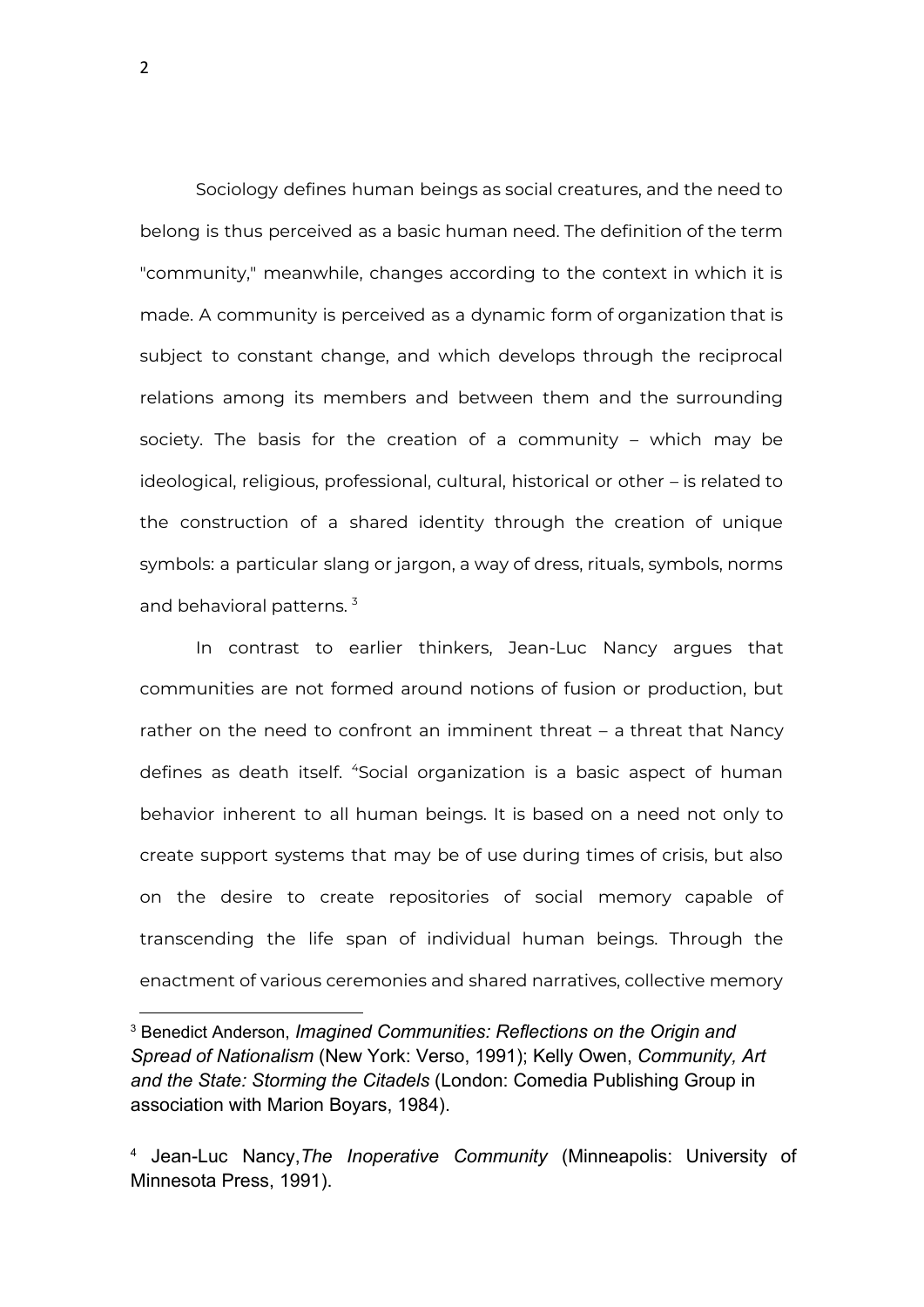Sociology defines human beings as social creatures, and the need to belong is thus perceived as a basic human need. The definition of the term "community," meanwhile, changes according to the context in which it is made. A community is perceived as a dynamic form of organization that is subject to constant change, and which develops through the reciprocal relations among its members and between them and the surrounding society. The basis for the creation of a community – which may be ideological, religious, professional, cultural, historical or other – is related to the construction of a shared identity through the creation of unique symbols: a particular slang or jargon, a way of dress, rituals, symbols, norms and behavioral patterns. [3]

In contrast to earlier thinkers, Jean-Luc Nancy argues that communities are not formed around notions of fusion or production, but rather on the need to confront an imminent threat – a threat that Nancy defines as death itself. [4]Social organization is a basic aspect of human behavior inherent to all human beings. It is based on a need not only to create support systems that may be of use during times of crisis, but also on the desire to create repositories of social memory capable of transcending the life span of individual human beings. Through the enactment of various ceremonies and shared narratives, collective memory

---

[3] Benedict Anderson, *Imagined Communities: Reflections on the Origin and Spread of Nationalism* (New York: Verso, 1991); Kelly Owen, *Community, Art and the State: Storming the Citadels* (London: Comedia Publishing Group in association with Marion Boyars, 1984).

[4] Jean-Luc Nancy,*The Inoperative Community* (Minneapolis: University of Minnesota Press, 1991).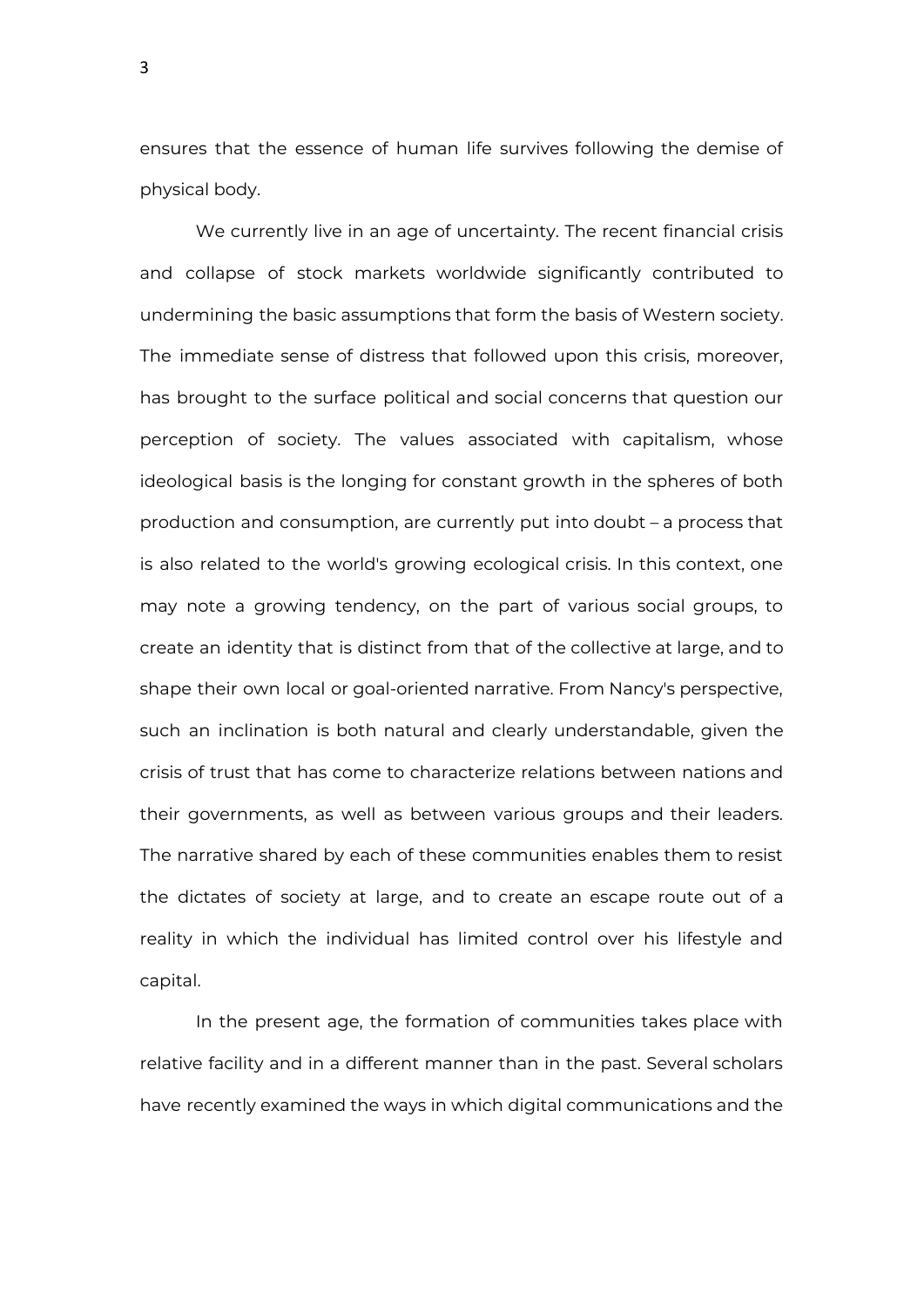ensures that the essence of human life survives following the demise of physical body.

We currently live in an age of uncertainty. The recent financial crisis and collapse of stock markets worldwide significantly contributed to undermining the basic assumptions that form the basis of Western society. The immediate sense of distress that followed upon this crisis, moreover, has brought to the surface political and social concerns that question our perception of society. The values associated with capitalism, whose ideological basis is the longing for constant growth in the spheres of both production and consumption, are currently put into doubt – a process that is also related to the world's growing ecological crisis. In this context, one may note a growing tendency, on the part of various social groups, to create an identity that is distinct from that of the collective at large, and to shape their own local or goal-oriented narrative. From Nancy's perspective, such an inclination is both natural and clearly understandable, given the crisis of trust that has come to characterize relations between nations and their governments, as well as between various groups and their leaders. The narrative shared by each of these communities enables them to resist the dictates of society at large, and to create an escape route out of a reality in which the individual has limited control over his lifestyle and capital.

In the present age, the formation of communities takes place with relative facility and in a different manner than in the past. Several scholars have recently examined the ways in which digital communications and the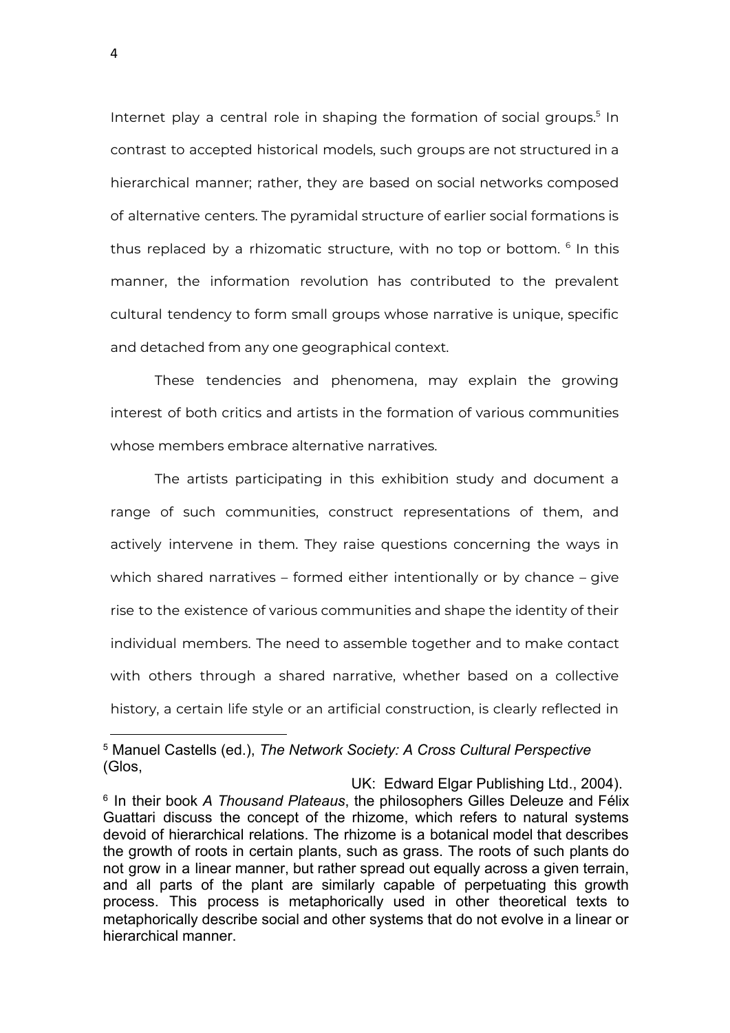Internet play a central role in shaping the formation of social groups.[5] In contrast to accepted historical models, such groups are not structured in a hierarchical manner; rather, they are based on social networks composed of alternative centers. The pyramidal structure of earlier social formations is thus replaced by a rhizomatic structure, with no top or bottom. [6] In this manner, the information revolution has contributed to the prevalent cultural tendency to form small groups whose narrative is unique, specific and detached from any one geographical context.

These tendencies and phenomena, may explain the growing interest of both critics and artists in the formation of various communities whose members embrace alternative narratives.

The artists participating in this exhibition study and document a range of such communities, construct representations of them, and actively intervene in them. They raise questions concerning the ways in which shared narratives – formed either intentionally or by chance – give rise to the existence of various communities and shape the identity of their individual members. The need to assemble together and to make contact with others through a shared narrative, whether based on a collective history, a certain life style or an artificial construction, is clearly reflected in

---

[5] Manuel Castells (ed.), *The Network Society: A Cross Cultural Perspective* (Glos, UK: Edward Elgar Publishing Ltd., 2004).

[6] In their book *A Thousand Plateaus*, the philosophers Gilles Deleuze and Félix Guattari discuss the concept of the rhizome, which refers to natural systems devoid of hierarchical relations. The rhizome is a botanical model that describes the growth of roots in certain plants, such as grass. The roots of such plants do not grow in a linear manner, but rather spread out equally across a given terrain, and all parts of the plant are similarly capable of perpetuating this growth process. This process is metaphorically used in other theoretical texts to metaphorically describe social and other systems that do not evolve in a linear or hierarchical manner.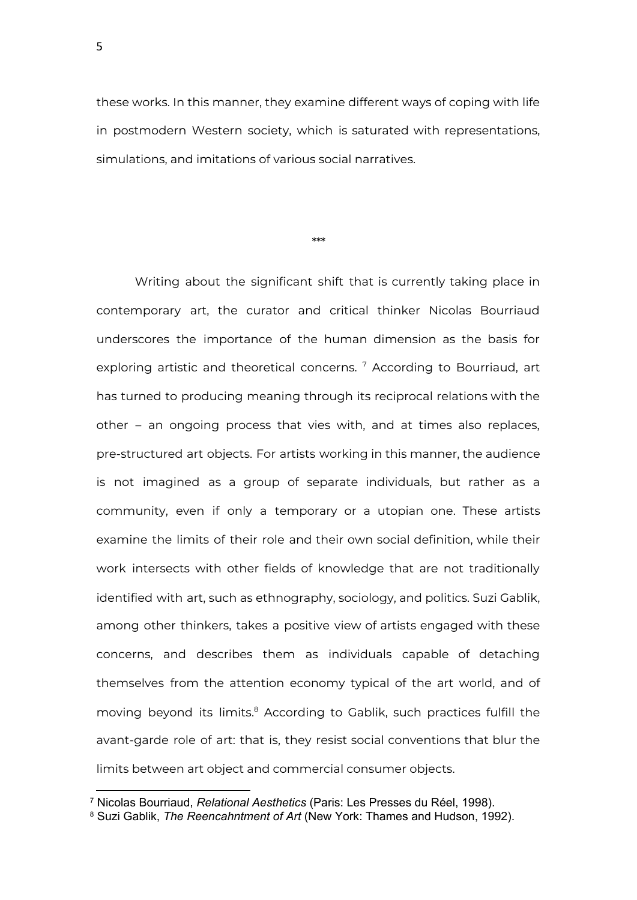these works. In this manner, they examine different ways of coping with life in postmodern Western society, which is saturated with representations, simulations, and imitations of various social narratives.

***

Writing about the significant shift that is currently taking place in contemporary art, the curator and critical thinker Nicolas Bourriaud underscores the importance of the human dimension as the basis for exploring artistic and theoretical concerns. [7] According to Bourriaud, art has turned to producing meaning through its reciprocal relations with the other – an ongoing process that vies with, and at times also replaces, pre-structured art objects. For artists working in this manner, the audience is not imagined as a group of separate individuals, but rather as a community, even if only a temporary or a utopian one. These artists examine the limits of their role and their own social definition, while their work intersects with other fields of knowledge that are not traditionally identified with art, such as ethnography, sociology, and politics. Suzi Gablik, among other thinkers, takes a positive view of artists engaged with these concerns, and describes them as individuals capable of detaching themselves from the attention economy typical of the art world, and of moving beyond its limits.[8] According to Gablik, such practices fulfill the avant-garde role of art: that is, they resist social conventions that blur the limits between art object and commercial consumer objects.

---

[7] Nicolas Bourriaud, *Relational Aesthetics* (Paris: Les Presses du Réel, 1998).

[8] Suzi Gablik, *The Reencahntment of Art* (New York: Thames and Hudson, 1992).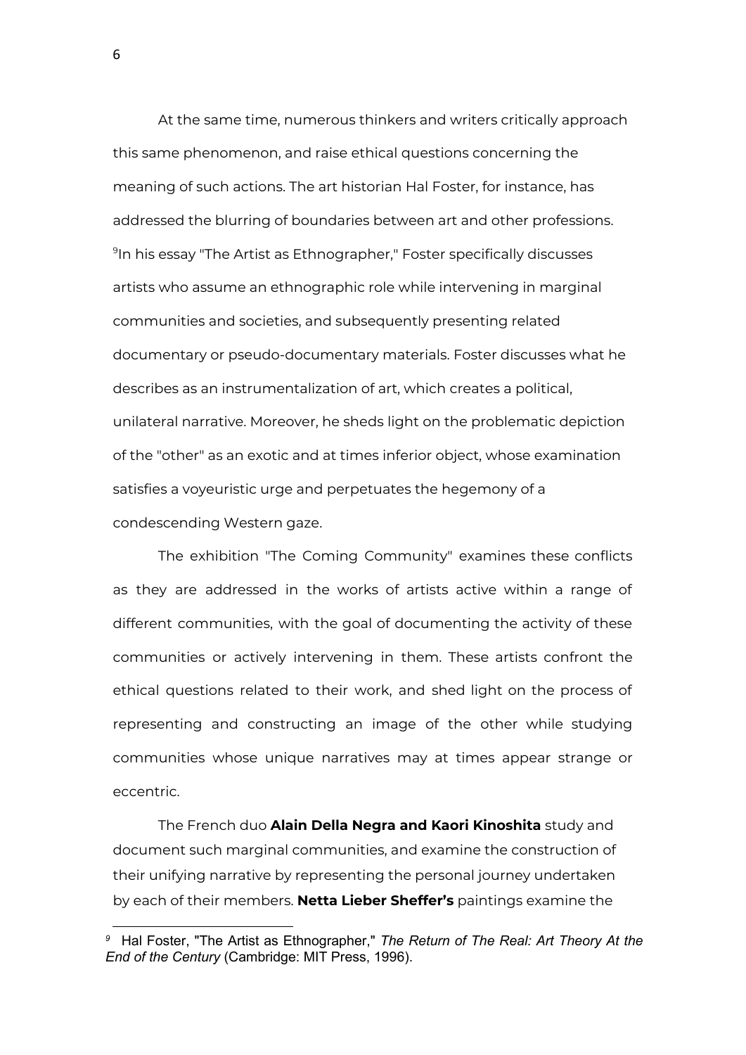At the same time, numerous thinkers and writers critically approach this same phenomenon, and raise ethical questions concerning the meaning of such actions. The art historian Hal Foster, for instance, has addressed the blurring of boundaries between art and other professions. [9]In his essay "The Artist as Ethnographer," Foster specifically discusses artists who assume an ethnographic role while intervening in marginal communities and societies, and subsequently presenting related documentary or pseudo-documentary materials. Foster discusses what he describes as an instrumentalization of art, which creates a political, unilateral narrative. Moreover, he sheds light on the problematic depiction of the "other" as an exotic and at times inferior object, whose examination satisfies a voyeuristic urge and perpetuates the hegemony of a condescending Western gaze.

The exhibition "The Coming Community" examines these conflicts as they are addressed in the works of artists active within a range of different communities, with the goal of documenting the activity of these communities or actively intervening in them. These artists confront the ethical questions related to their work, and shed light on the process of representing and constructing an image of the other while studying communities whose unique narratives may at times appear strange or eccentric.

The French duo **Alain Della Negra and Kaori Kinoshita** study and document such marginal communities, and examine the construction of their unifying narrative by representing the personal journey undertaken by each of their members. **Netta Lieber Sheffer's** paintings examine the

---

[9] Hal Foster, "The Artist as Ethnographer," *The Return of The Real: Art Theory At the End of the Century* (Cambridge: MIT Press, 1996).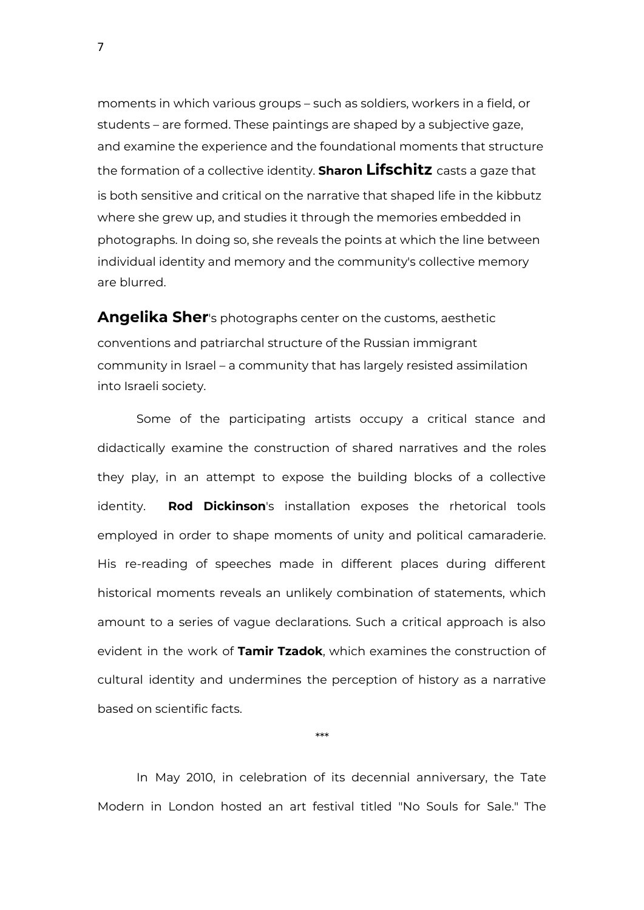moments in which various groups – such as soldiers, workers in a field, or students – are formed. These paintings are shaped by a subjective gaze, and examine the experience and the foundational moments that structure the formation of a collective identity. **Sharon Lifschitz** casts a gaze that is both sensitive and critical on the narrative that shaped life in the kibbutz where she grew up, and studies it through the memories embedded in photographs. In doing so, she reveals the points at which the line between individual identity and memory and the community's collective memory are blurred.

**Angelika Sher**'s photographs center on the customs, aesthetic conventions and patriarchal structure of the Russian immigrant community in Israel – a community that has largely resisted assimilation into Israeli society.

Some of the participating artists occupy a critical stance and didactically examine the construction of shared narratives and the roles they play, in an attempt to expose the building blocks of a collective identity. **Rod Dickinson**'s installation exposes the rhetorical tools employed in order to shape moments of unity and political camaraderie. His re-reading of speeches made in different places during different historical moments reveals an unlikely combination of statements, which amount to a series of vague declarations. Such a critical approach is also evident in the work of **Tamir Tzadok**, which examines the construction of cultural identity and undermines the perception of history as a narrative based on scientific facts.

***

In May 2010, in celebration of its decennial anniversary, the Tate Modern in London hosted an art festival titled "No Souls for Sale." The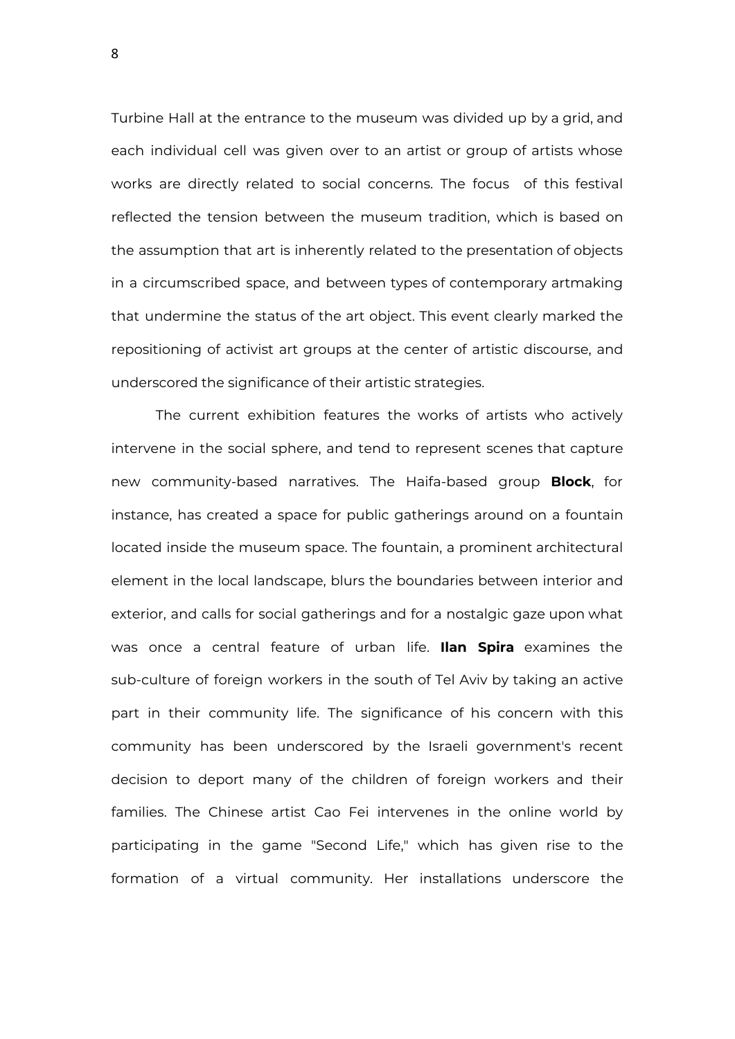Turbine Hall at the entrance to the museum was divided up by a grid, and each individual cell was given over to an artist or group of artists whose works are directly related to social concerns. The focus of this festival reflected the tension between the museum tradition, which is based on the assumption that art is inherently related to the presentation of objects in a circumscribed space, and between types of contemporary artmaking that undermine the status of the art object. This event clearly marked the repositioning of activist art groups at the center of artistic discourse, and underscored the significance of their artistic strategies.

The current exhibition features the works of artists who actively intervene in the social sphere, and tend to represent scenes that capture new community-based narratives. The Haifa-based group **Block**, for instance, has created a space for public gatherings around on a fountain located inside the museum space. The fountain, a prominent architectural element in the local landscape, blurs the boundaries between interior and exterior, and calls for social gatherings and for a nostalgic gaze upon what was once a central feature of urban life. **Ilan Spira** examines the sub-culture of foreign workers in the south of Tel Aviv by taking an active part in their community life. The significance of his concern with this community has been underscored by the Israeli government's recent decision to deport many of the children of foreign workers and their families. The Chinese artist Cao Fei intervenes in the online world by participating in the game "Second Life," which has given rise to the formation of a virtual community. Her installations underscore the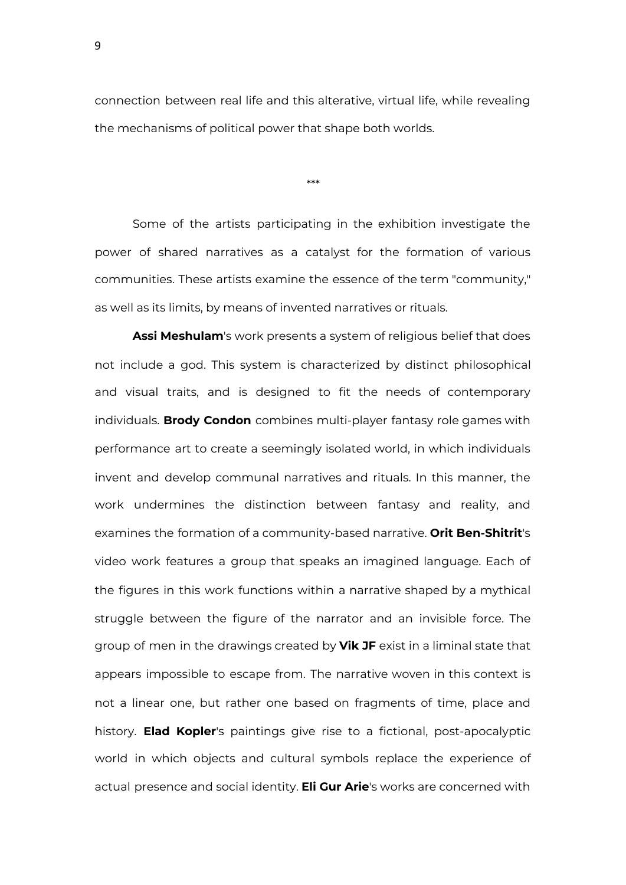connection between real life and this alterative, virtual life, while revealing the mechanisms of political power that shape both worlds.

***

Some of the artists participating in the exhibition investigate the power of shared narratives as a catalyst for the formation of various communities. These artists examine the essence of the term "community," as well as its limits, by means of invented narratives or rituals.

**Assi Meshulam**'s work presents a system of religious belief that does not include a god. This system is characterized by distinct philosophical and visual traits, and is designed to fit the needs of contemporary individuals. **Brody Condon** combines multi-player fantasy role games with performance art to create a seemingly isolated world, in which individuals invent and develop communal narratives and rituals. In this manner, the work undermines the distinction between fantasy and reality, and examines the formation of a community-based narrative. **Orit Ben-Shitrit**'s video work features a group that speaks an imagined language. Each of the figures in this work functions within a narrative shaped by a mythical struggle between the figure of the narrator and an invisible force. The group of men in the drawings created by **Vik JF** exist in a liminal state that appears impossible to escape from. The narrative woven in this context is not a linear one, but rather one based on fragments of time, place and history. **Elad Kopler**'s paintings give rise to a fictional, post-apocalyptic world in which objects and cultural symbols replace the experience of actual presence and social identity. **Eli Gur Arie**'s works are concerned with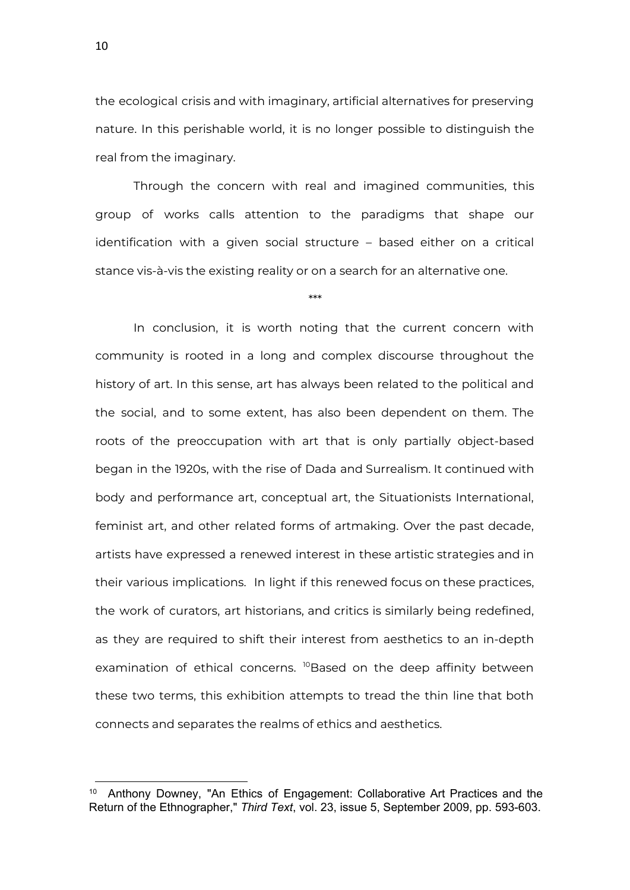the ecological crisis and with imaginary, artificial alternatives for preserving nature. In this perishable world, it is no longer possible to distinguish the real from the imaginary.

Through the concern with real and imagined communities, this group of works calls attention to the paradigms that shape our identification with a given social structure – based either on a critical stance vis-à-vis the existing reality or on a search for an alternative one.

***

In conclusion, it is worth noting that the current concern with community is rooted in a long and complex discourse throughout the history of art. In this sense, art has always been related to the political and the social, and to some extent, has also been dependent on them. The roots of the preoccupation with art that is only partially object-based began in the 1920s, with the rise of Dada and Surrealism. It continued with body and performance art, conceptual art, the Situationists International, feminist art, and other related forms of artmaking. Over the past decade, artists have expressed a renewed interest in these artistic strategies and in their various implications. In light if this renewed focus on these practices, the work of curators, art historians, and critics is similarly being redefined, as they are required to shift their interest from aesthetics to an in-depth examination of ethical concerns. [10]Based on the deep affinity between these two terms, this exhibition attempts to tread the thin line that both connects and separates the realms of ethics and aesthetics.

---

[10] Anthony Downey, "An Ethics of Engagement: Collaborative Art Practices and the Return of the Ethnographer," *Third Text*, vol. 23, issue 5, September 2009, pp. 593-603.